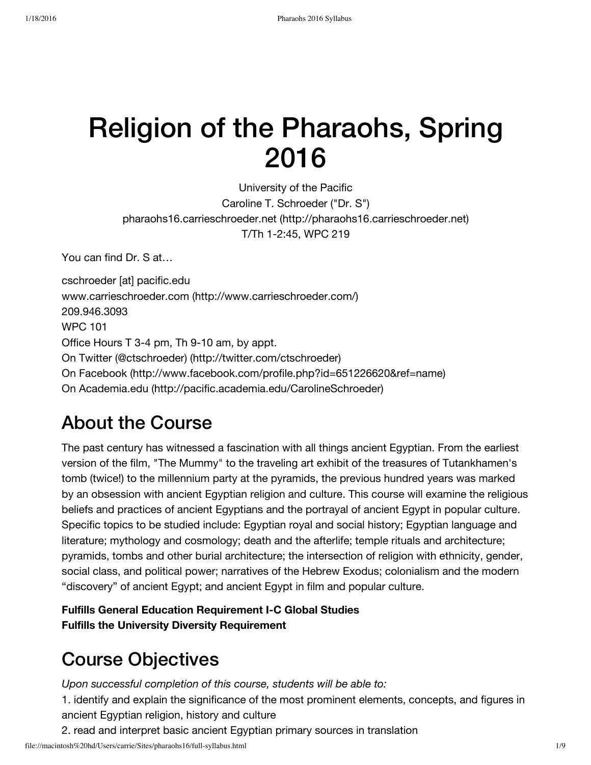# Religion of the Pharaohs, Spring 2016

University of the Pacific
Caroline T. Schroeder ("Dr. S")
pharaohs16.carrieschroeder.net (http://pharaohs16.carrieschroeder.net)
T/Th 1-2:45, WPC 219

You can find Dr. S at…

cschroeder [at] pacific.edu
www.carrieschroeder.com (http://www.carrieschroeder.com/)
209.946.3093
WPC 101
Office Hours T 3-4 pm, Th 9-10 am, by appt.
On Twitter (@ctschroeder) (http://twitter.com/ctschroeder)
On Facebook (http://www.facebook.com/profile.php?id=651226620&ref=name)
On Academia.edu (http://pacific.academia.edu/CarolineSchroeder)

## About the Course

The past century has witnessed a fascination with all things ancient Egyptian. From the earliest version of the film, "The Mummy" to the traveling art exhibit of the treasures of Tutankhamen's tomb (twice!) to the millennium party at the pyramids, the previous hundred years was marked by an obsession with ancient Egyptian religion and culture. This course will examine the religious beliefs and practices of ancient Egyptians and the portrayal of ancient Egypt in popular culture. Specific topics to be studied include: Egyptian royal and social history; Egyptian language and literature; mythology and cosmology; death and the afterlife; temple rituals and architecture; pyramids, tombs and other burial architecture; the intersection of religion with ethnicity, gender, social class, and political power; narratives of the Hebrew Exodus; colonialism and the modern "discovery" of ancient Egypt; and ancient Egypt in film and popular culture.

**Fulfills General Education Requirement I-C Global Studies**
**Fulfills the University Diversity Requirement**

## Course Objectives

*Upon successful completion of this course, students will be able to:*

1. identify and explain the significance of the most prominent elements, concepts, and figures in ancient Egyptian religion, history and culture
2. read and interpret basic ancient Egyptian primary sources in translation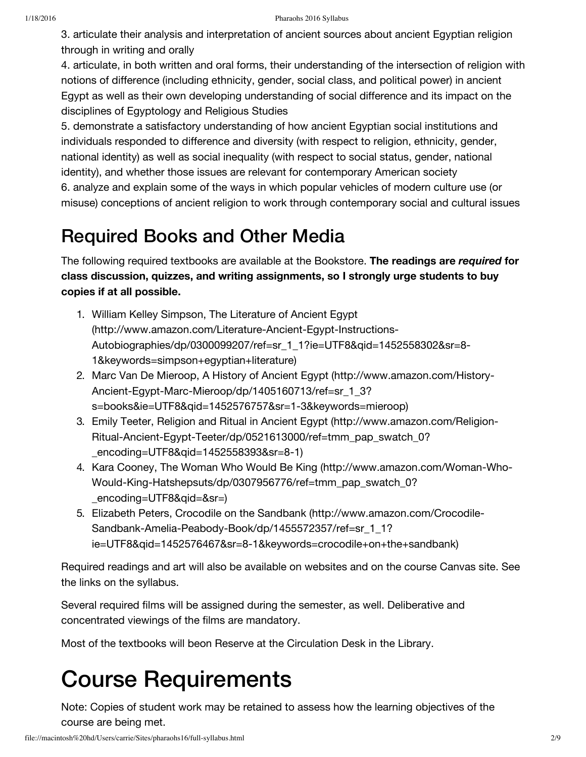3. articulate their analysis and interpretation of ancient sources about ancient Egyptian religion through in writing and orally
4. articulate, in both written and oral forms, their understanding of the intersection of religion with notions of difference (including ethnicity, gender, social class, and political power) in ancient Egypt as well as their own developing understanding of social difference and its impact on the disciplines of Egyptology and Religious Studies
5. demonstrate a satisfactory understanding of how ancient Egyptian social institutions and individuals responded to difference and diversity (with respect to religion, ethnicity, gender, national identity) as well as social inequality (with respect to social status, gender, national identity), and whether those issues are relevant for contemporary American society
6. analyze and explain some of the ways in which popular vehicles of modern culture use (or misuse) conceptions of ancient religion to work through contemporary social and cultural issues

## Required Books and Other Media

The following required textbooks are available at the Bookstore. **The readings are *required* for class discussion, quizzes, and writing assignments, so I strongly urge students to buy copies if at all possible.**

1. William Kelley Simpson, The Literature of Ancient Egypt (http://www.amazon.com/Literature-Ancient-Egypt-Instructions-Autobiographies/dp/0300099207/ref=sr_1_1?ie=UTF8&qid=1452558302&sr=8-1&keywords=simpson+egyptian+literature)
2. Marc Van De Mieroop, A History of Ancient Egypt (http://www.amazon.com/History-Ancient-Egypt-Marc-Mieroop/dp/1405160713/ref=sr_1_3?s=books&ie=UTF8&qid=1452576757&sr=1-3&keywords=mieroop)
3. Emily Teeter, Religion and Ritual in Ancient Egypt (http://www.amazon.com/Religion-Ritual-Ancient-Egypt-Teeter/dp/0521613000/ref=tmm_pap_swatch_0?_encoding=UTF8&qid=1452558393&sr=8-1)
4. Kara Cooney, The Woman Who Would Be King (http://www.amazon.com/Woman-Who-Would-King-Hatshepsuts/dp/0307956776/ref=tmm_pap_swatch_0?_encoding=UTF8&qid=&sr=)
5. Elizabeth Peters, Crocodile on the Sandbank (http://www.amazon.com/Crocodile-Sandbank-Amelia-Peabody-Book/dp/1455572357/ref=sr_1_1?ie=UTF8&qid=1452576467&sr=8-1&keywords=crocodile+on+the+sandbank)

Required readings and art will also be available on websites and on the course Canvas site. See the links on the syllabus.

Several required films will be assigned during the semester, as well. Deliberative and concentrated viewings of the films are mandatory.

Most of the textbooks will beon Reserve at the Circulation Desk in the Library.

# Course Requirements

Note: Copies of student work may be retained to assess how the learning objectives of the course are being met.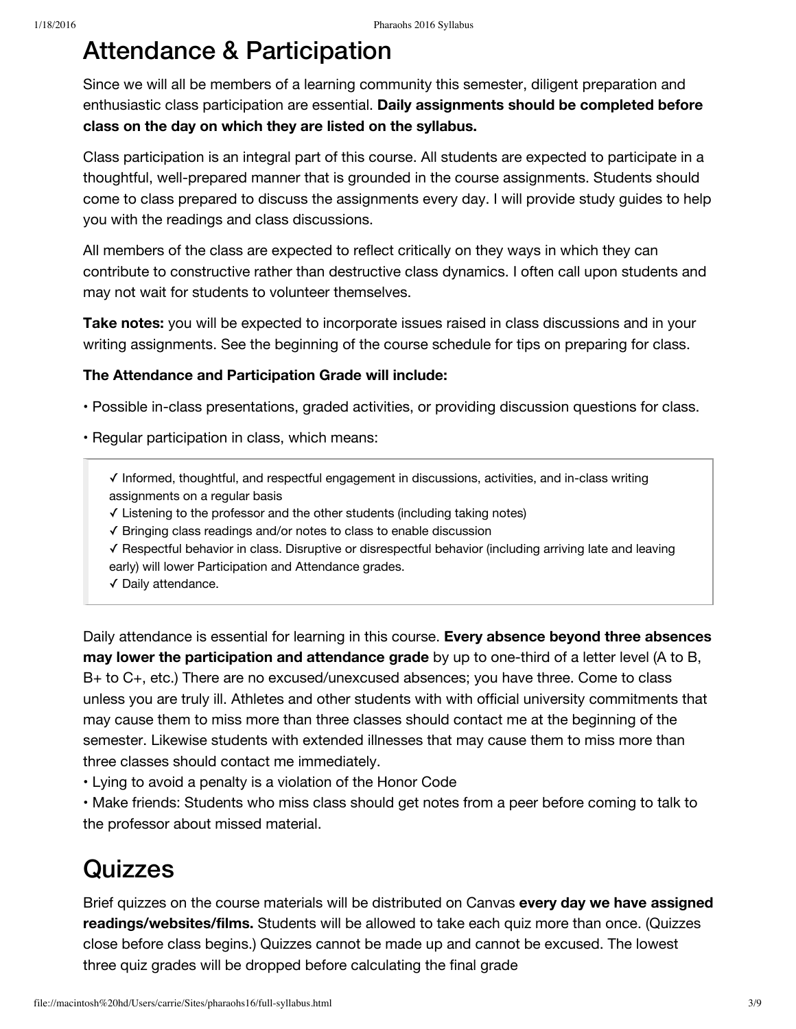# Attendance & Participation

Since we will all be members of a learning community this semester, diligent preparation and enthusiastic class participation are essential. **Daily assignments should be completed before class on the day on which they are listed on the syllabus.**

Class participation is an integral part of this course. All students are expected to participate in a thoughtful, well-prepared manner that is grounded in the course assignments. Students should come to class prepared to discuss the assignments every day. I will provide study guides to help you with the readings and class discussions.

All members of the class are expected to reflect critically on they ways in which they can contribute to constructive rather than destructive class dynamics. I often call upon students and may not wait for students to volunteer themselves.

**Take notes:** you will be expected to incorporate issues raised in class discussions and in your writing assignments. See the beginning of the course schedule for tips on preparing for class.

**The Attendance and Participation Grade will include:**

• Possible in-class presentations, graded activities, or providing discussion questions for class.

• Regular participation in class, which means:

> ✓ Informed, thoughtful, and respectful engagement in discussions, activities, and in-class writing assignments on a regular basis
> ✓ Listening to the professor and the other students (including taking notes)
> ✓ Bringing class readings and/or notes to class to enable discussion
> ✓ Respectful behavior in class. Disruptive or disrespectful behavior (including arriving late and leaving early) will lower Participation and Attendance grades.
> ✓ Daily attendance.

Daily attendance is essential for learning in this course. **Every absence beyond three absences may lower the participation and attendance grade** by up to one-third of a letter level (A to B, B+ to C+, etc.) There are no excused/unexcused absences; you have three. Come to class unless you are truly ill. Athletes and other students with with official university commitments that may cause them to miss more than three classes should contact me at the beginning of the semester. Likewise students with extended illnesses that may cause them to miss more than three classes should contact me immediately.

• Lying to avoid a penalty is a violation of the Honor Code

• Make friends: Students who miss class should get notes from a peer before coming to talk to the professor about missed material.

# Quizzes

Brief quizzes on the course materials will be distributed on Canvas **every day we have assigned readings/websites/films.** Students will be allowed to take each quiz more than once. (Quizzes close before class begins.) Quizzes cannot be made up and cannot be excused. The lowest three quiz grades will be dropped before calculating the final grade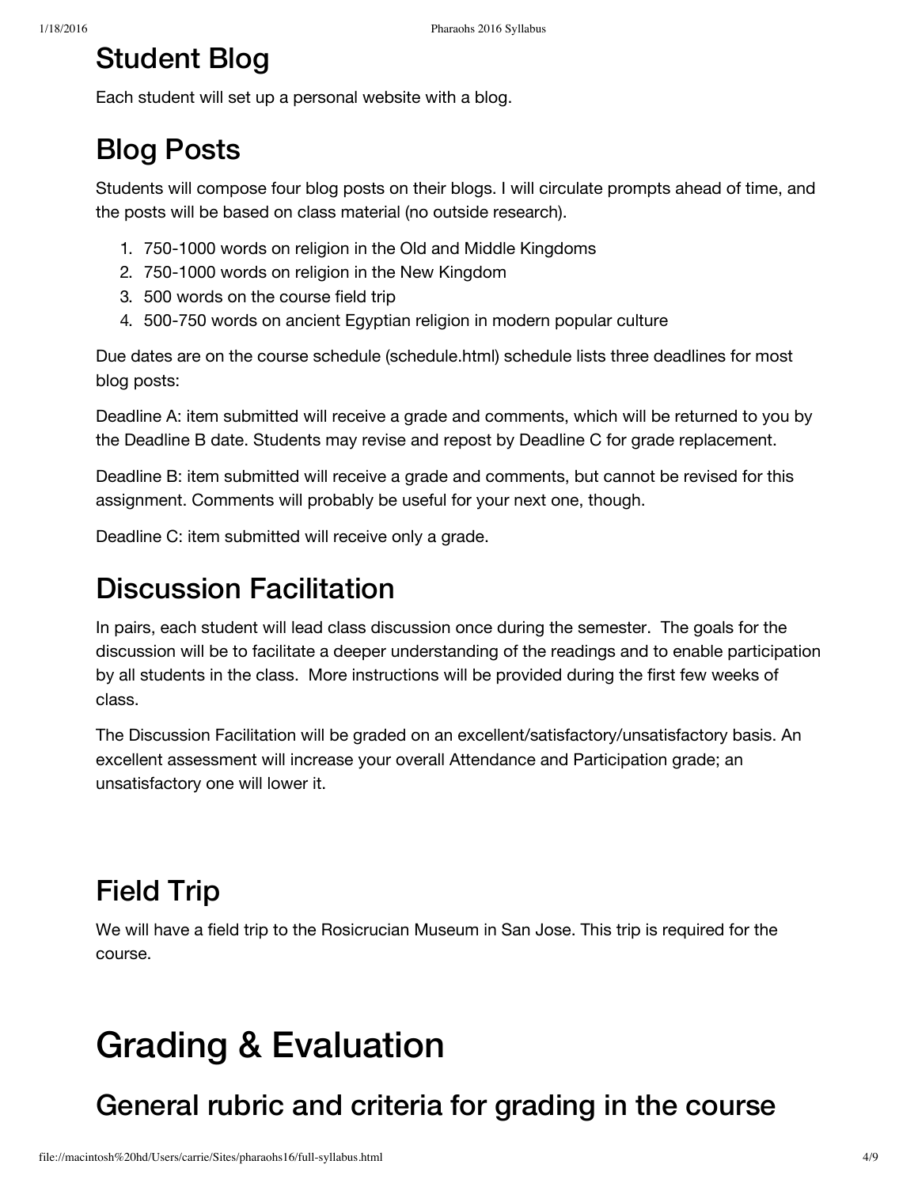## Student Blog

Each student will set up a personal website with a blog.

## Blog Posts

Students will compose four blog posts on their blogs. I will circulate prompts ahead of time, and the posts will be based on class material (no outside research).

1. 750-1000 words on religion in the Old and Middle Kingdoms
2. 750-1000 words on religion in the New Kingdom
3. 500 words on the course field trip
4. 500-750 words on ancient Egyptian religion in modern popular culture

Due dates are on the course schedule (schedule.html) schedule lists three deadlines for most blog posts:

Deadline A: item submitted will receive a grade and comments, which will be returned to you by the Deadline B date. Students may revise and repost by Deadline C for grade replacement.

Deadline B: item submitted will receive a grade and comments, but cannot be revised for this assignment. Comments will probably be useful for your next one, though.

Deadline C: item submitted will receive only a grade.

## Discussion Facilitation

In pairs, each student will lead class discussion once during the semester. The goals for the discussion will be to facilitate a deeper understanding of the readings and to enable participation by all students in the class. More instructions will be provided during the first few weeks of class.

The Discussion Facilitation will be graded on an excellent/satisfactory/unsatisfactory basis. An excellent assessment will increase your overall Attendance and Participation grade; an unsatisfactory one will lower it.

## Field Trip

We will have a field trip to the Rosicrucian Museum in San Jose. This trip is required for the course.

# Grading & Evaluation

## General rubric and criteria for grading in the course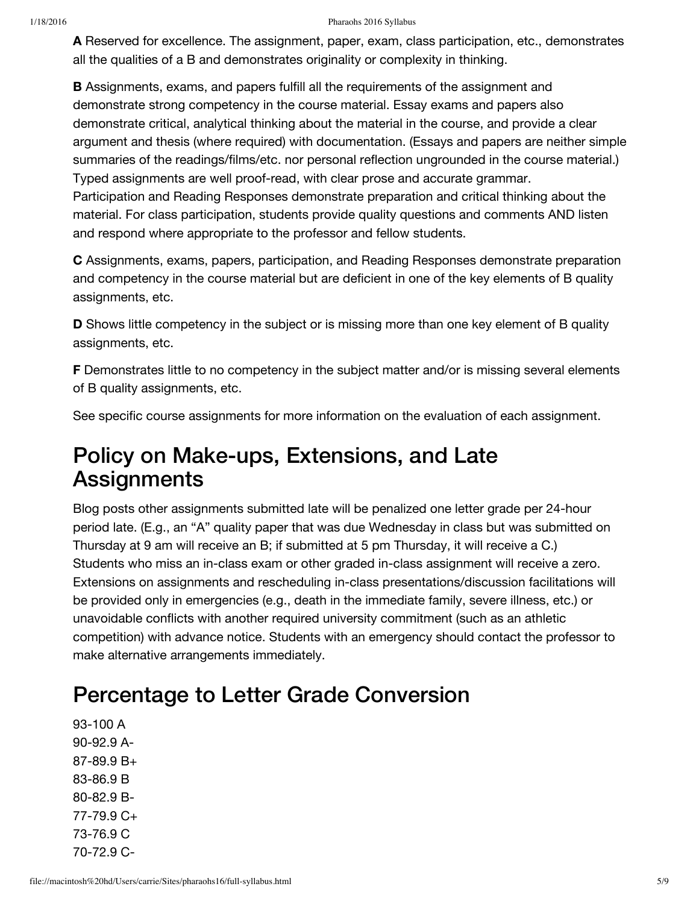**A** Reserved for excellence. The assignment, paper, exam, class participation, etc., demonstrates all the qualities of a B and demonstrates originality or complexity in thinking.

**B** Assignments, exams, and papers fulfill all the requirements of the assignment and demonstrate strong competency in the course material. Essay exams and papers also demonstrate critical, analytical thinking about the material in the course, and provide a clear argument and thesis (where required) with documentation. (Essays and papers are neither simple summaries of the readings/films/etc. nor personal reflection ungrounded in the course material.) Typed assignments are well proof-read, with clear prose and accurate grammar. Participation and Reading Responses demonstrate preparation and critical thinking about the material. For class participation, students provide quality questions and comments AND listen and respond where appropriate to the professor and fellow students.

**C** Assignments, exams, papers, participation, and Reading Responses demonstrate preparation and competency in the course material but are deficient in one of the key elements of B quality assignments, etc.

**D** Shows little competency in the subject or is missing more than one key element of B quality assignments, etc.

**F** Demonstrates little to no competency in the subject matter and/or is missing several elements of B quality assignments, etc.

See specific course assignments for more information on the evaluation of each assignment.

## Policy on Make-ups, Extensions, and Late Assignments

Blog posts other assignments submitted late will be penalized one letter grade per 24-hour period late. (E.g., an "A" quality paper that was due Wednesday in class but was submitted on Thursday at 9 am will receive an B; if submitted at 5 pm Thursday, it will receive a C.) Students who miss an in-class exam or other graded in-class assignment will receive a zero. Extensions on assignments and rescheduling in-class presentations/discussion facilitations will be provided only in emergencies (e.g., death in the immediate family, severe illness, etc.) or unavoidable conflicts with another required university commitment (such as an athletic competition) with advance notice. Students with an emergency should contact the professor to make alternative arrangements immediately.

## Percentage to Letter Grade Conversion

93-100 A  
90-92.9 A-  
87-89.9 B+  
83-86.9 B  
80-82.9 B-  
77-79.9 C+  
73-76.9 C  
70-72.9 C-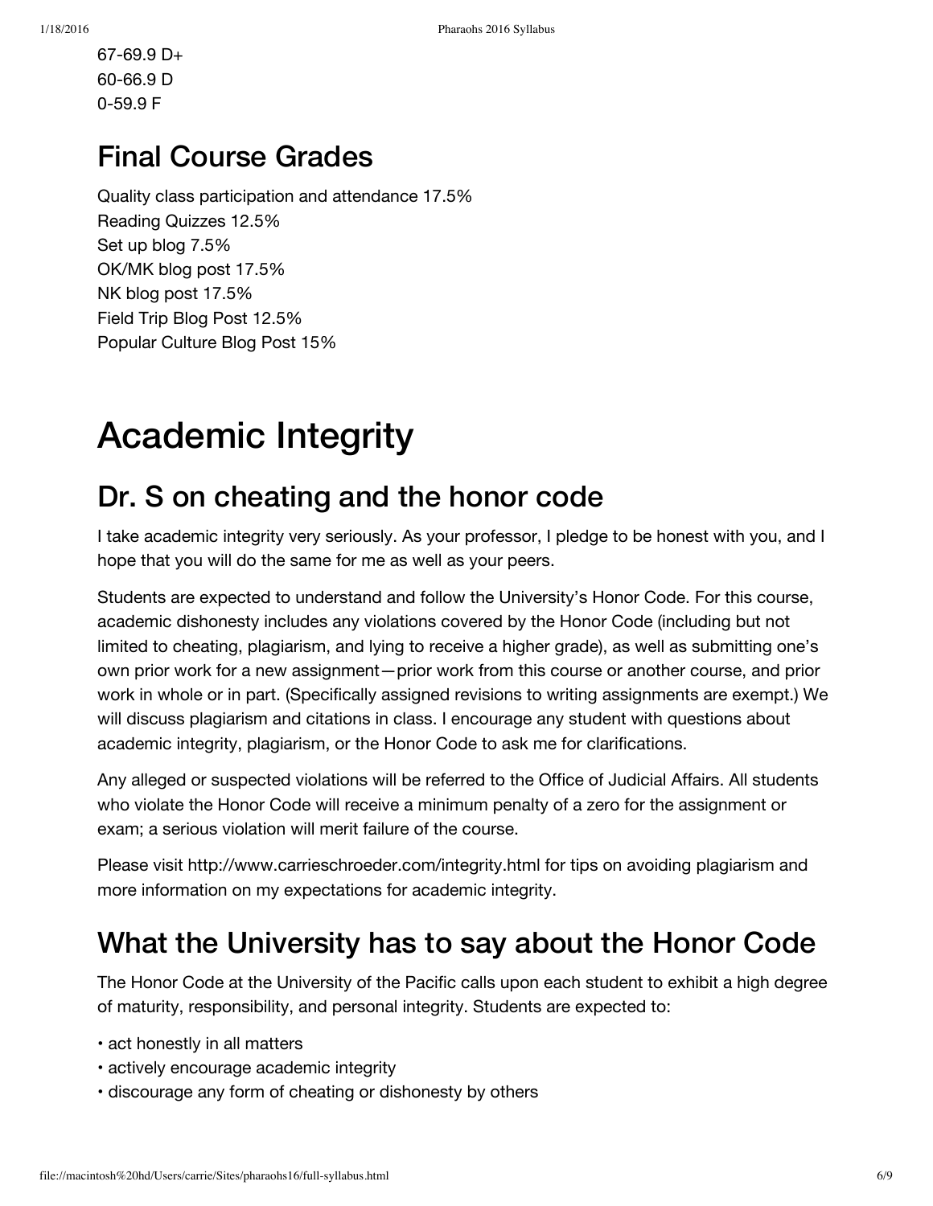67-69.9 D+
60-66.9 D
0-59.9 F

## Final Course Grades

Quality class participation and attendance 17.5%
Reading Quizzes 12.5%
Set up blog 7.5%
OK/MK blog post 17.5%
NK blog post 17.5%
Field Trip Blog Post 12.5%
Popular Culture Blog Post 15%

# Academic Integrity

## Dr. S on cheating and the honor code

I take academic integrity very seriously. As your professor, I pledge to be honest with you, and I hope that you will do the same for me as well as your peers.

Students are expected to understand and follow the University's Honor Code. For this course, academic dishonesty includes any violations covered by the Honor Code (including but not limited to cheating, plagiarism, and lying to receive a higher grade), as well as submitting one's own prior work for a new assignment—prior work from this course or another course, and prior work in whole or in part. (Specifically assigned revisions to writing assignments are exempt.) We will discuss plagiarism and citations in class. I encourage any student with questions about academic integrity, plagiarism, or the Honor Code to ask me for clarifications.

Any alleged or suspected violations will be referred to the Office of Judicial Affairs. All students who violate the Honor Code will receive a minimum penalty of a zero for the assignment or exam; a serious violation will merit failure of the course.

Please visit http://www.carrieschroeder.com/integrity.html for tips on avoiding plagiarism and more information on my expectations for academic integrity.

## What the University has to say about the Honor Code

The Honor Code at the University of the Pacific calls upon each student to exhibit a high degree of maturity, responsibility, and personal integrity. Students are expected to:

- act honestly in all matters
- actively encourage academic integrity
- discourage any form of cheating or dishonesty by others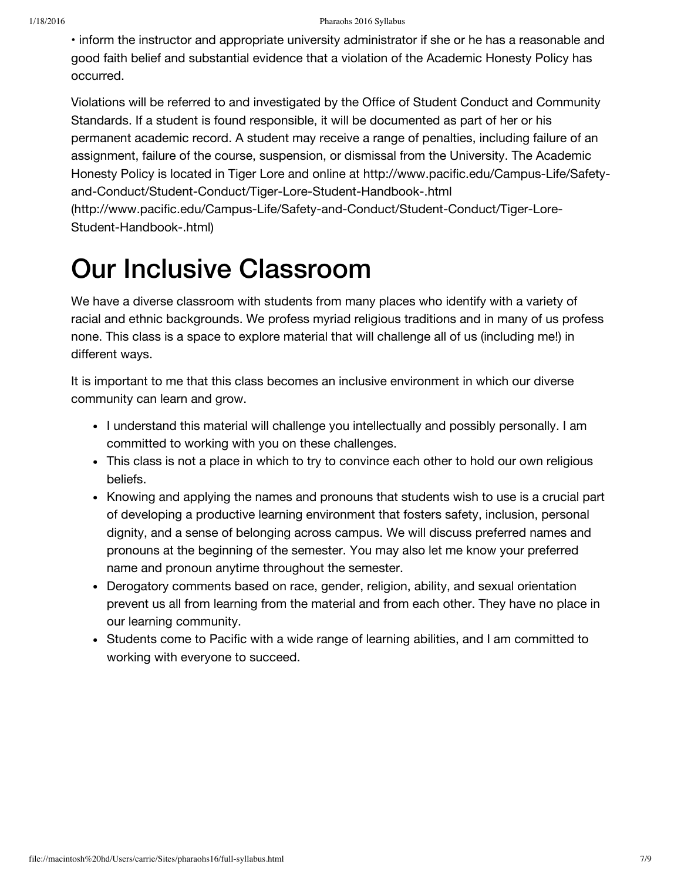• inform the instructor and appropriate university administrator if she or he has a reasonable and good faith belief and substantial evidence that a violation of the Academic Honesty Policy has occurred.

Violations will be referred to and investigated by the Office of Student Conduct and Community Standards. If a student is found responsible, it will be documented as part of her or his permanent academic record. A student may receive a range of penalties, including failure of an assignment, failure of the course, suspension, or dismissal from the University. The Academic Honesty Policy is located in Tiger Lore and online at http://www.pacific.edu/Campus-Life/Safety-and-Conduct/Student-Conduct/Tiger-Lore-Student-Handbook-.html (http://www.pacific.edu/Campus-Life/Safety-and-Conduct/Student-Conduct/Tiger-Lore-Student-Handbook-.html)

# Our Inclusive Classroom

We have a diverse classroom with students from many places who identify with a variety of racial and ethnic backgrounds. We profess myriad religious traditions and in many of us profess none. This class is a space to explore material that will challenge all of us (including me!) in different ways.

It is important to me that this class becomes an inclusive environment in which our diverse community can learn and grow.

- I understand this material will challenge you intellectually and possibly personally. I am committed to working with you on these challenges.
- This class is not a place in which to try to convince each other to hold our own religious beliefs.
- Knowing and applying the names and pronouns that students wish to use is a crucial part of developing a productive learning environment that fosters safety, inclusion, personal dignity, and a sense of belonging across campus. We will discuss preferred names and pronouns at the beginning of the semester. You may also let me know your preferred name and pronoun anytime throughout the semester.
- Derogatory comments based on race, gender, religion, ability, and sexual orientation prevent us all from learning from the material and from each other. They have no place in our learning community.
- Students come to Pacific with a wide range of learning abilities, and I am committed to working with everyone to succeed.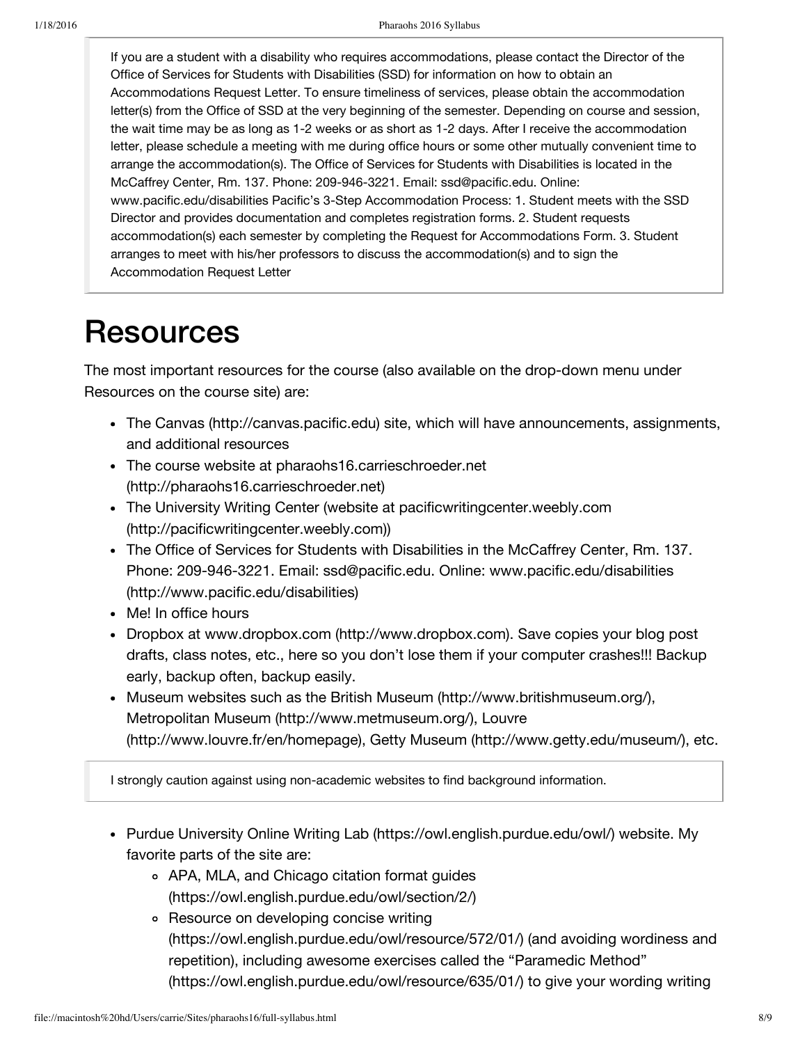> If you are a student with a disability who requires accommodations, please contact the Director of the Office of Services for Students with Disabilities (SSD) for information on how to obtain an Accommodations Request Letter. To ensure timeliness of services, please obtain the accommodation letter(s) from the Office of SSD at the very beginning of the semester. Depending on course and session, the wait time may be as long as 1-2 weeks or as short as 1-2 days. After I receive the accommodation letter, please schedule a meeting with me during office hours or some other mutually convenient time to arrange the accommodation(s). The Office of Services for Students with Disabilities is located in the McCaffrey Center, Rm. 137. Phone: 209-946-3221. Email: ssd@pacific.edu. Online: www.pacific.edu/disabilities Pacific's 3-Step Accommodation Process: 1. Student meets with the SSD Director and provides documentation and completes registration forms. 2. Student requests accommodation(s) each semester by completing the Request for Accommodations Form. 3. Student arranges to meet with his/her professors to discuss the accommodation(s) and to sign the Accommodation Request Letter

# Resources

The most important resources for the course (also available on the drop-down menu under Resources on the course site) are:

- The Canvas (http://canvas.pacific.edu) site, which will have announcements, assignments, and additional resources
- The course website at pharaohs16.carrieschroeder.net (http://pharaohs16.carrieschroeder.net)
- The University Writing Center (website at pacificwritingcenter.weebly.com (http://pacificwritingcenter.weebly.com))
- The Office of Services for Students with Disabilities in the McCaffrey Center, Rm. 137. Phone: 209-946-3221. Email: ssd@pacific.edu. Online: www.pacific.edu/disabilities (http://www.pacific.edu/disabilities)
- Me! In office hours
- Dropbox at www.dropbox.com (http://www.dropbox.com). Save copies your blog post drafts, class notes, etc., here so you don't lose them if your computer crashes!!! Backup early, backup often, backup easily.
- Museum websites such as the British Museum (http://www.britishmuseum.org/), Metropolitan Museum (http://www.metmuseum.org/), Louvre (http://www.louvre.fr/en/homepage), Getty Museum (http://www.getty.edu/museum/), etc.

> I strongly caution against using non-academic websites to find background information.

- Purdue University Online Writing Lab (https://owl.english.purdue.edu/owl/) website. My favorite parts of the site are:
  - APA, MLA, and Chicago citation format guides (https://owl.english.purdue.edu/owl/section/2/)
  - Resource on developing concise writing (https://owl.english.purdue.edu/owl/resource/572/01/) (and avoiding wordiness and repetition), including awesome exercises called the "Paramedic Method" (https://owl.english.purdue.edu/owl/resource/635/01/) to give your wording writing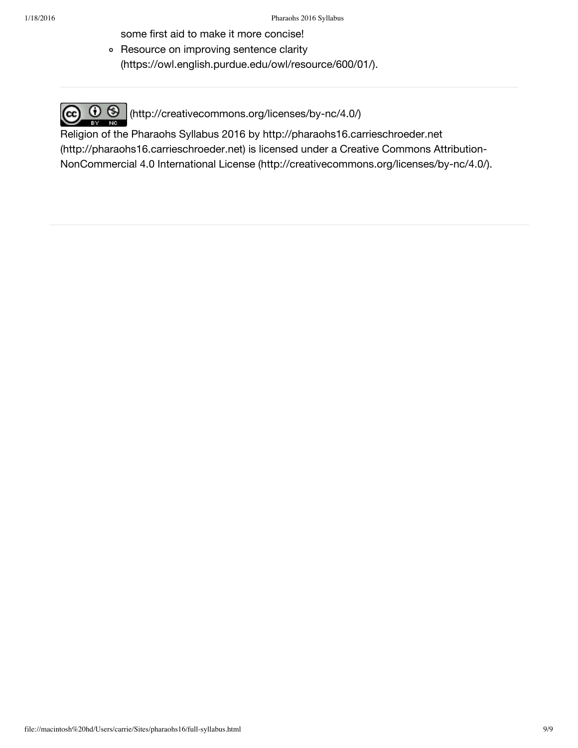some first aid to make it more concise!

- Resource on improving sentence clarity (https://owl.english.purdue.edu/owl/resource/600/01/).

---

(http://creativecommons.org/licenses/by-nc/4.0/)

Religion of the Pharaohs Syllabus 2016 by http://pharaohs16.carrieschroeder.net (http://pharaohs16.carrieschroeder.net) is licensed under a Creative Commons Attribution-NonCommercial 4.0 International License (http://creativecommons.org/licenses/by-nc/4.0/).